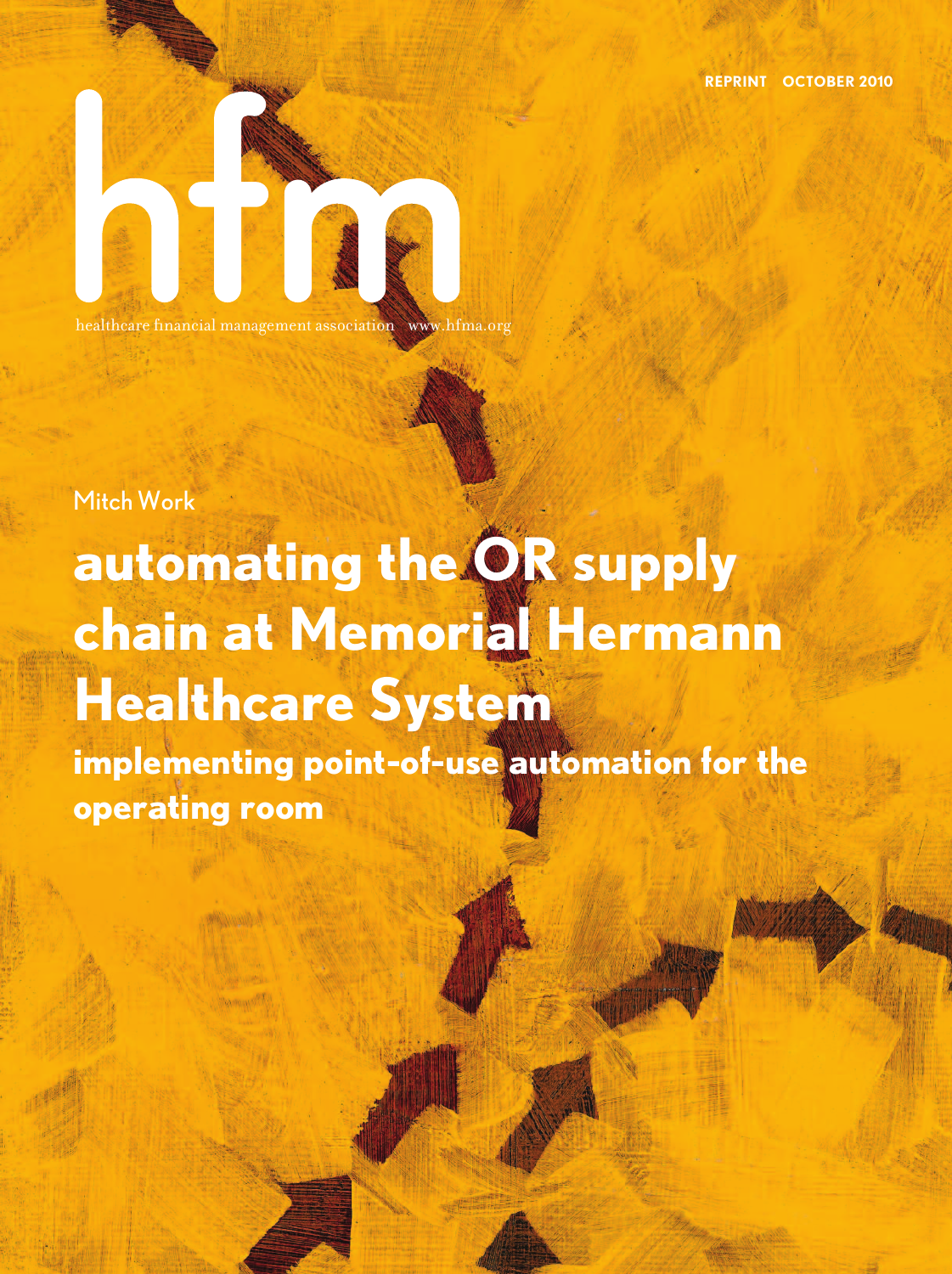REPRINT OCTOBER 2010

# hfm

healthcare financial management association www.hfma.org

Mitch Work

# automating the OR supply chain at Memorial Hermann Healthcare System

## implementing point-of-use automation for the operating room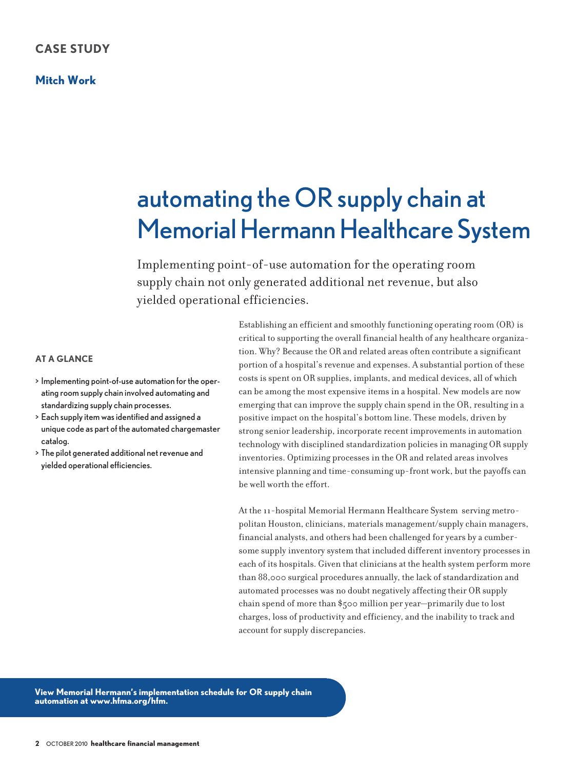**CASE STUDY**

**Mitch Work**

# automating the OR supply chain at Memorial Hermann Healthcare System

Implementing point-of-use automation for the operating room supply chain not only generated additional net revenue, but also yielded operational efficiencies.

**AT A GLANCE**

- Implementing point-of-use automation for the operating room supply chain involved automating and standardizing supply chain processes.
- Each supply item was identified and assigned a unique code as part of the automated chargemaster catalog.
- The pilot generated additional net revenue and yielded operational efficiencies.

Establishing an efficient and smoothly functioning operating room (OR) is critical to supporting the overall financial health of any healthcare organization. Why? Because the OR and related areas often contribute a significant portion of a hospital's revenue and expenses. A substantial portion of these costs is spent on OR supplies, implants, and medical devices, all of which can be among the most expensive items in a hospital. New models are now emerging that can improve the supply chain spend in the OR, resulting in a positive impact on the hospital's bottom line. These models, driven by strong senior leadership, incorporate recent improvements in automation technology with disciplined standardization policies in managing OR supply inventories. Optimizing processes in the OR and related areas involves intensive planning and time-consuming up-front work, but the payoffs can be well worth the effort.

At the 11-hospital Memorial Hermann Healthcare System serving metropolitan Houston, clinicians, materials management/supply chain managers, financial analysts, and others had been challenged for years by a cumbersome supply inventory system that included different inventory processes in each of its hospitals. Given that clinicians at the health system perform more than 88,000 surgical procedures annually, the lack of standardization and automated processes was no doubt negatively affecting their OR supply chain spend of more than $500 million per year—primarily due to lost charges, loss of productivity and efficiency, and the inability to track and account for supply discrepancies.

**View Memorial Hermann's implementation schedule for OR supply chain automation at www.hfma.org/hfm.**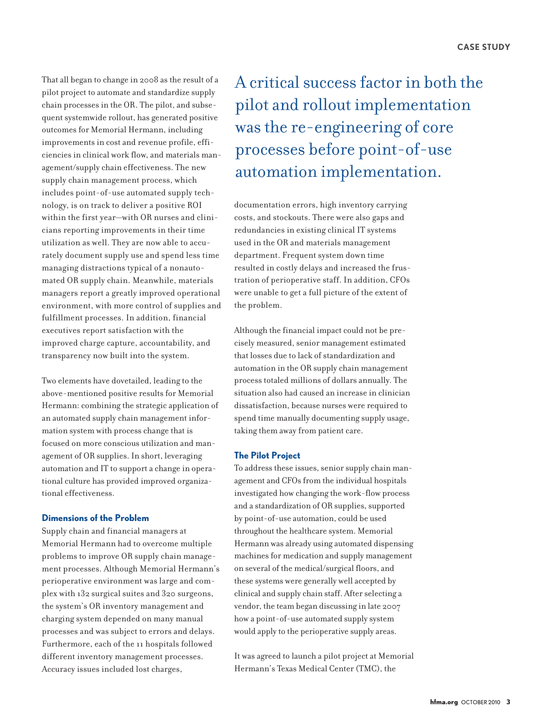That all began to change in 2008 as the result of a pilot project to automate and standardize supply chain processes in the OR. The pilot, and subsequent systemwide rollout, has generated positive outcomes for Memorial Hermann, including improvements in cost and revenue profile, efficiencies in clinical work flow, and materials management/supply chain effectiveness. The new supply chain management process, which includes point-of-use automated supply technology, is on track to deliver a positive ROI within the first year—with OR nurses and clinicians reporting improvements in their time utilization as well. They are now able to accurately document supply use and spend less time managing distractions typical of a nonautomated OR supply chain. Meanwhile, materials managers report a greatly improved operational environment, with more control of supplies and fulfillment processes. In addition, financial executives report satisfaction with the improved charge capture, accountability, and transparency now built into the system.

Two elements have dovetailed, leading to the above-mentioned positive results for Memorial Hermann: combining the strategic application of an automated supply chain management information system with process change that is focused on more conscious utilization and management of OR supplies. In short, leveraging automation and IT to support a change in operational culture has provided improved organizational effectiveness.

### Dimensions of the Problem

Supply chain and financial managers at Memorial Hermann had to overcome multiple problems to improve OR supply chain management processes. Although Memorial Hermann's perioperative environment was large and complex with 132 surgical suites and 320 surgeons, the system's OR inventory management and charging system depended on many manual processes and was subject to errors and delays. Furthermore, each of the 11 hospitals followed different inventory management processes. Accuracy issues included lost charges, documentation errors, high inventory carrying costs, and stockouts. There were also gaps and redundancies in existing clinical IT systems used in the OR and materials management department. Frequent system down time resulted in costly delays and increased the frustration of perioperative staff. In addition, CFOs were unable to get a full picture of the extent of the problem.

> A critical success factor in both the pilot and rollout implementation was the re-engineering of core processes before point-of-use automation implementation.

Although the financial impact could not be precisely measured, senior management estimated that losses due to lack of standardization and automation in the OR supply chain management process totaled millions of dollars annually. The situation also had caused an increase in clinician dissatisfaction, because nurses were required to spend time manually documenting supply usage, taking them away from patient care.

### The Pilot Project

To address these issues, senior supply chain management and CFOs from the individual hospitals investigated how changing the work-flow process and a standardization of OR supplies, supported by point-of-use automation, could be used throughout the healthcare system. Memorial Hermann was already using automated dispensing machines for medication and supply management on several of the medical/surgical floors, and these systems were generally well accepted by clinical and supply chain staff. After selecting a vendor, the team began discussing in late 2007 how a point-of-use automated supply system would apply to the perioperative supply areas.

It was agreed to launch a pilot project at Memorial Hermann's Texas Medical Center (TMC), the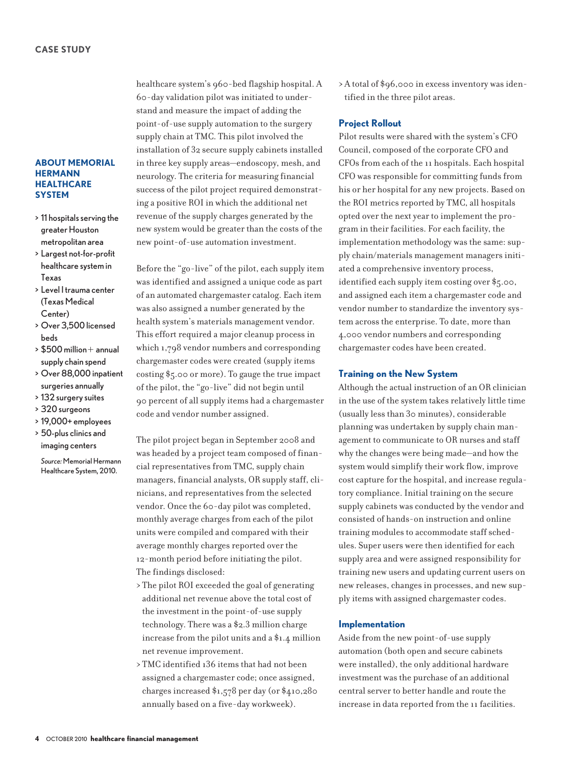### ABOUT MEMORIAL HERMANN HEALTHCARE SYSTEM

- 11 hospitals serving the greater Houston metropolitan area
- Largest not-for-profit healthcare system in Texas
- Level I trauma center (Texas Medical Center)
- Over 3,500 licensed beds
- $500 million+ annual supply chain spend
- Over 88,000 inpatient surgeries annually
- 132 surgery suites
- 320 surgeons
- 19,000+ employees
- 50-plus clinics and imaging centers

*Source:* Memorial Hermann Healthcare System, 2010.

healthcare system's 960-bed flagship hospital. A 60-day validation pilot was initiated to understand and measure the impact of adding the point-of-use supply automation to the surgery supply chain at TMC. This pilot involved the installation of 32 secure supply cabinets installed in three key supply areas—endoscopy, mesh, and neurology. The criteria for measuring financial success of the pilot project required demonstrating a positive ROI in which the additional net revenue of the supply charges generated by the new system would be greater than the costs of the new point-of-use automation investment.

Before the "go-live" of the pilot, each supply item was identified and assigned a unique code as part of an automated chargemaster catalog. Each item was also assigned a number generated by the health system's materials management vendor. This effort required a major cleanup process in which 1,798 vendor numbers and corresponding chargemaster codes were created (supply items costing $5.00 or more). To gauge the true impact of the pilot, the "go-live" did not begin until 90 percent of all supply items had a chargemaster code and vendor number assigned.

The pilot project began in September 2008 and was headed by a project team composed of financial representatives from TMC, supply chain managers, financial analysts, OR supply staff, clinicians, and representatives from the selected vendor. Once the 60-day pilot was completed, monthly average charges from each of the pilot units were compiled and compared with their average monthly charges reported over the 12-month period before initiating the pilot. The findings disclosed:

- The pilot ROI exceeded the goal of generating additional net revenue above the total cost of the investment in the point-of-use supply technology. There was a $2.3 million charge increase from the pilot units and a $1.4 million net revenue improvement.
- TMC identified 136 items that had not been assigned a chargemaster code; once assigned, charges increased $1,578 per day (or $410,280 annually based on a five-day workweek).
- A total of $96,000 in excess inventory was identified in the three pilot areas.

### Project Rollout

Pilot results were shared with the system's CFO Council, composed of the corporate CFO and CFOs from each of the 11 hospitals. Each hospital CFO was responsible for committing funds from his or her hospital for any new projects. Based on the ROI metrics reported by TMC, all hospitals opted over the next year to implement the program in their facilities. For each facility, the implementation methodology was the same: supply chain/materials management managers initiated a comprehensive inventory process, identified each supply item costing over $5.00, and assigned each item a chargemaster code and vendor number to standardize the inventory system across the enterprise. To date, more than 4,000 vendor numbers and corresponding chargemaster codes have been created.

### Training on the New System

Although the actual instruction of an OR clinician in the use of the system takes relatively little time (usually less than 30 minutes), considerable planning was undertaken by supply chain management to communicate to OR nurses and staff why the changes were being made—and how the system would simplify their work flow, improve cost capture for the hospital, and increase regulatory compliance. Initial training on the secure supply cabinets was conducted by the vendor and consisted of hands-on instruction and online training modules to accommodate staff schedules. Super users were then identified for each supply area and were assigned responsibility for training new users and updating current users on new releases, changes in processes, and new supply items with assigned chargemaster codes.

### Implementation

Aside from the new point-of-use supply automation (both open and secure cabinets were installed), the only additional hardware investment was the purchase of an additional central server to better handle and route the increase in data reported from the 11 facilities.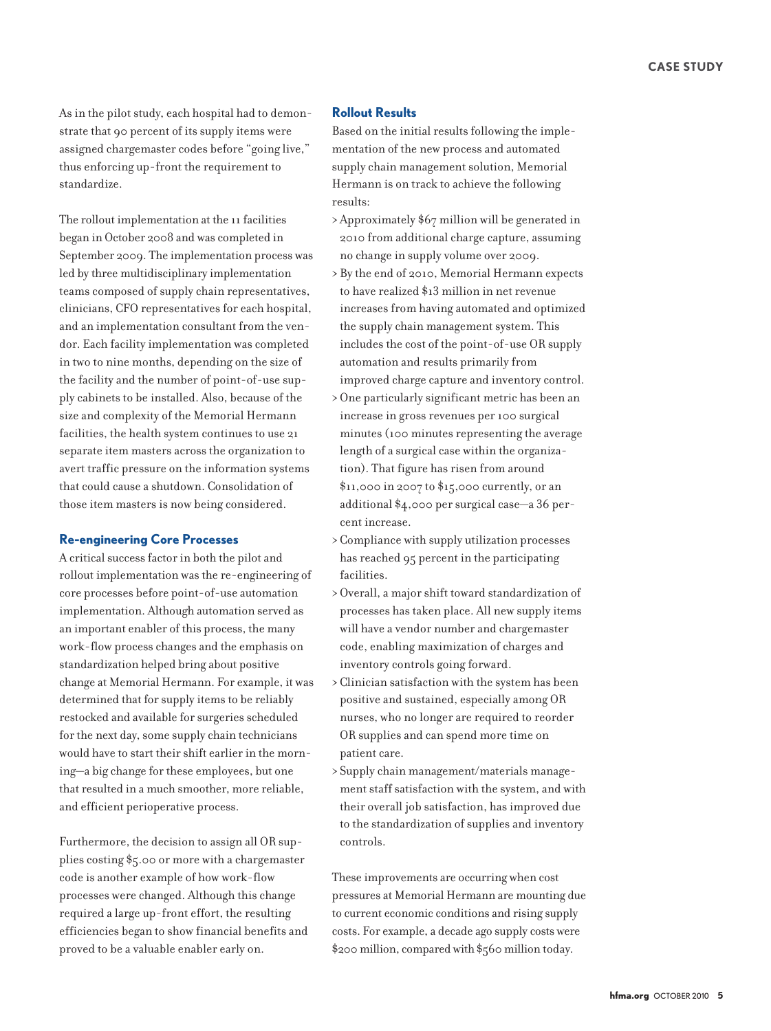As in the pilot study, each hospital had to demonstrate that 90 percent of its supply items were assigned chargemaster codes before "going live," thus enforcing up-front the requirement to standardize.

The rollout implementation at the 11 facilities began in October 2008 and was completed in September 2009. The implementation process was led by three multidisciplinary implementation teams composed of supply chain representatives, clinicians, CFO representatives for each hospital, and an implementation consultant from the vendor. Each facility implementation was completed in two to nine months, depending on the size of the facility and the number of point-of-use supply cabinets to be installed. Also, because of the size and complexity of the Memorial Hermann facilities, the health system continues to use 21 separate item masters across the organization to avert traffic pressure on the information systems that could cause a shutdown. Consolidation of those item masters is now being considered.

### Re-engineering Core Processes

A critical success factor in both the pilot and rollout implementation was the re-engineering of core processes before point-of-use automation implementation. Although automation served as an important enabler of this process, the many work-flow process changes and the emphasis on standardization helped bring about positive change at Memorial Hermann. For example, it was determined that for supply items to be reliably restocked and available for surgeries scheduled for the next day, some supply chain technicians would have to start their shift earlier in the morning—a big change for these employees, but one that resulted in a much smoother, more reliable, and efficient perioperative process.

Furthermore, the decision to assign all OR supplies costing $5.00 or more with a chargemaster code is another example of how work-flow processes were changed. Although this change required a large up-front effort, the resulting efficiencies began to show financial benefits and proved to be a valuable enabler early on.

### Rollout Results

Based on the initial results following the implementation of the new process and automated supply chain management solution, Memorial Hermann is on track to achieve the following results:

- Approximately $67 million will be generated in 2010 from additional charge capture, assuming no change in supply volume over 2009.
- By the end of 2010, Memorial Hermann expects to have realized $13 million in net revenue increases from having automated and optimized the supply chain management system. This includes the cost of the point-of-use OR supply automation and results primarily from improved charge capture and inventory control.
- One particularly significant metric has been an increase in gross revenues per 100 surgical minutes (100 minutes representing the average length of a surgical case within the organization). That figure has risen from around $11,000 in 2007 to $15,000 currently, or an additional $4,000 per surgical case—a 36 percent increase.
- Compliance with supply utilization processes has reached 95 percent in the participating facilities.
- Overall, a major shift toward standardization of processes has taken place. All new supply items will have a vendor number and chargemaster code, enabling maximization of charges and inventory controls going forward.
- Clinician satisfaction with the system has been positive and sustained, especially among OR nurses, who no longer are required to reorder OR supplies and can spend more time on patient care.
- Supply chain management/materials management staff satisfaction with the system, and with their overall job satisfaction, has improved due to the standardization of supplies and inventory controls.

These improvements are occurring when cost pressures at Memorial Hermann are mounting due to current economic conditions and rising supply costs. For example, a decade ago supply costs were $200 million, compared with $560 million today.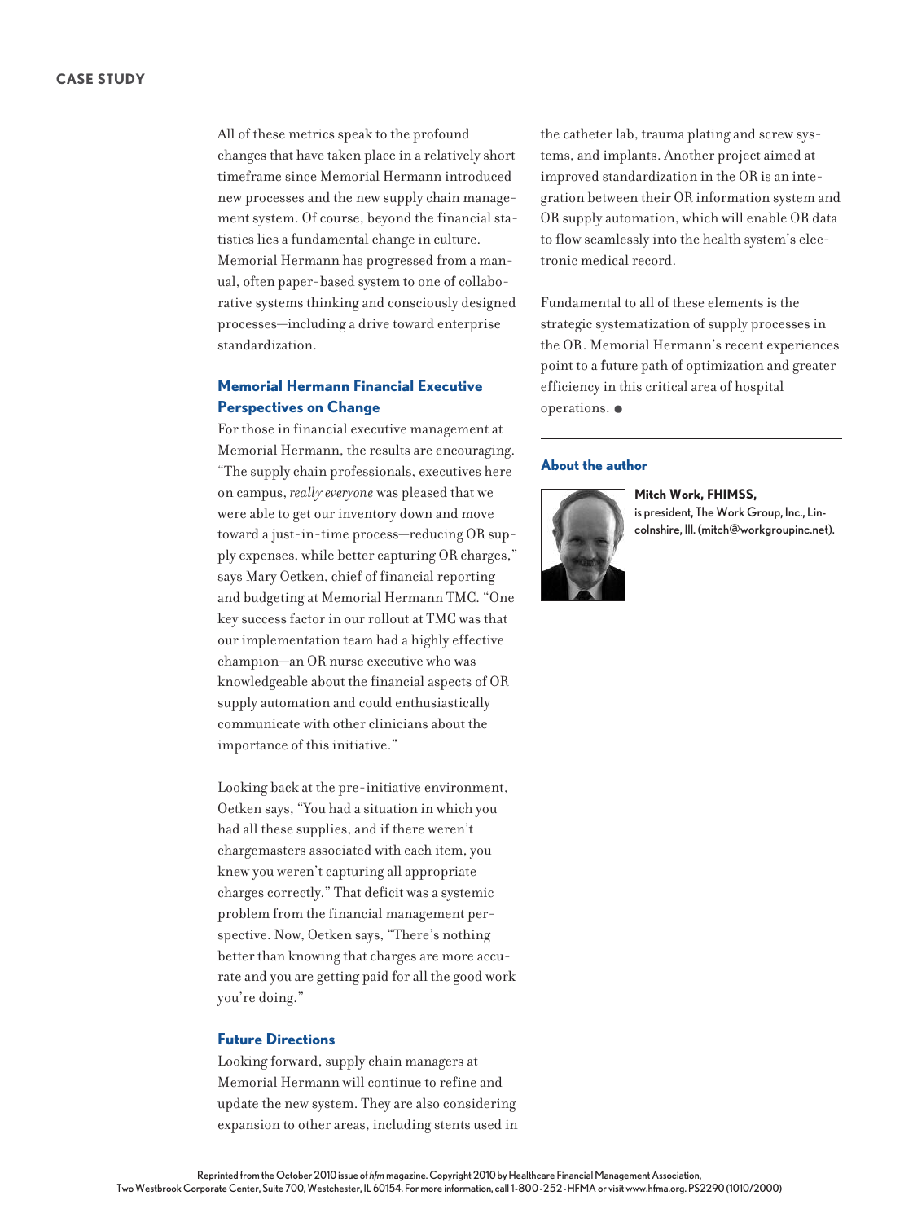All of these metrics speak to the profound changes that have taken place in a relatively short timeframe since Memorial Hermann introduced new processes and the new supply chain management system. Of course, beyond the financial statistics lies a fundamental change in culture. Memorial Hermann has progressed from a manual, often paper-based system to one of collaborative systems thinking and consciously designed processes—including a drive toward enterprise standardization.

## Memorial Hermann Financial Executive Perspectives on Change

For those in financial executive management at Memorial Hermann, the results are encouraging. "The supply chain professionals, executives here on campus, *really everyone* was pleased that we were able to get our inventory down and move toward a just-in-time process—reducing OR supply expenses, while better capturing OR charges," says Mary Oetken, chief of financial reporting and budgeting at Memorial Hermann TMC. "One key success factor in our rollout at TMC was that our implementation team had a highly effective champion—an OR nurse executive who was knowledgeable about the financial aspects of OR supply automation and could enthusiastically communicate with other clinicians about the importance of this initiative."

Looking back at the pre-initiative environment, Oetken says, "You had a situation in which you had all these supplies, and if there weren't chargemasters associated with each item, you knew you weren't capturing all appropriate charges correctly." That deficit was a systemic problem from the financial management perspective. Now, Oetken says, "There's nothing better than knowing that charges are more accurate and you are getting paid for all the good work you're doing."

## Future Directions

Looking forward, supply chain managers at Memorial Hermann will continue to refine and update the new system. They are also considering expansion to other areas, including stents used in the catheter lab, trauma plating and screw systems, and implants. Another project aimed at improved standardization in the OR is an integration between their OR information system and OR supply automation, which will enable OR data to flow seamlessly into the health system's electronic medical record.

Fundamental to all of these elements is the strategic systematization of supply processes in the OR. Memorial Hermann's recent experiences point to a future path of optimization and greater efficiency in this critical area of hospital operations. ●

## About the author

**Mitch Work, FHIMSS,** is president, The Work Group, Inc., Lincolnshire, Ill. (mitch@workgroupinc.net).

Reprinted from the October 2010 issue of *hfm* magazine. Copyright 2010 by Healthcare Financial Management Association, Two Westbrook Corporate Center, Suite 700, Westchester, IL 60154. For more information, call 1-800-252-HFMA or visit www.hfma.org. PS2290 (1010/2000)